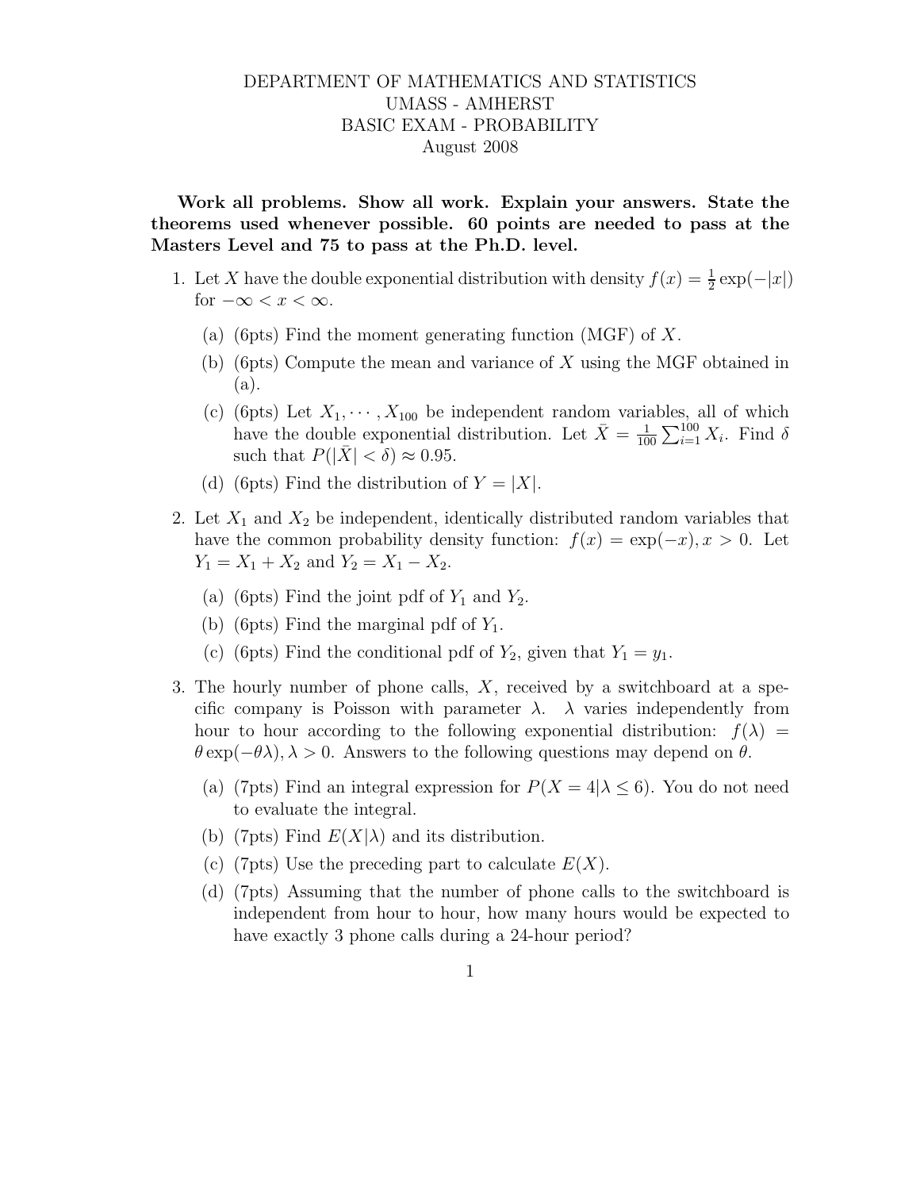DEPARTMENT OF MATHEMATICS AND STATISTICS
UMASS - AMHERST
BASIC EXAM - PROBABILITY
August 2008

**Work all problems. Show all work. Explain your answers. State the theorems used whenever possible. 60 points are needed to pass at the Masters Level and 75 to pass at the Ph.D. level.**

1. Let $X$ have the double exponential distribution with density $f(x) = \frac{1}{2}\exp(-|x|)$ for $-\infty < x < \infty$.

   (a) (6pts) Find the moment generating function (MGF) of $X$.

   (b) (6pts) Compute the mean and variance of $X$ using the MGF obtained in (a).

   (c) (6pts) Let $X_1, \cdots, X_{100}$ be independent random variables, all of which have the double exponential distribution. Let $\bar{X} = \frac{1}{100}\sum_{i=1}^{100} X_i$. Find $\delta$ such that $P(|\bar{X}| < \delta) \approx 0.95$.

   (d) (6pts) Find the distribution of $Y = |X|$.

2. Let $X_1$ and $X_2$ be independent, identically distributed random variables that have the common probability density function: $f(x) = \exp(-x), x > 0$. Let $Y_1 = X_1 + X_2$ and $Y_2 = X_1 - X_2$.

   (a) (6pts) Find the joint pdf of $Y_1$ and $Y_2$.

   (b) (6pts) Find the marginal pdf of $Y_1$.

   (c) (6pts) Find the conditional pdf of $Y_2$, given that $Y_1 = y_1$.

3. The hourly number of phone calls, $X$, received by a switchboard at a specific company is Poisson with parameter $\lambda$. $\lambda$ varies independently from hour to hour according to the following exponential distribution: $f(\lambda) = \theta\exp(-\theta\lambda), \lambda > 0$. Answers to the following questions may depend on $\theta$.

   (a) (7pts) Find an integral expression for $P(X = 4|\lambda \leq 6)$. You do not need to evaluate the integral.

   (b) (7pts) Find $E(X|\lambda)$ and its distribution.

   (c) (7pts) Use the preceding part to calculate $E(X)$.

   (d) (7pts) Assuming that the number of phone calls to the switchboard is independent from hour to hour, how many hours would be expected to have exactly 3 phone calls during a 24-hour period?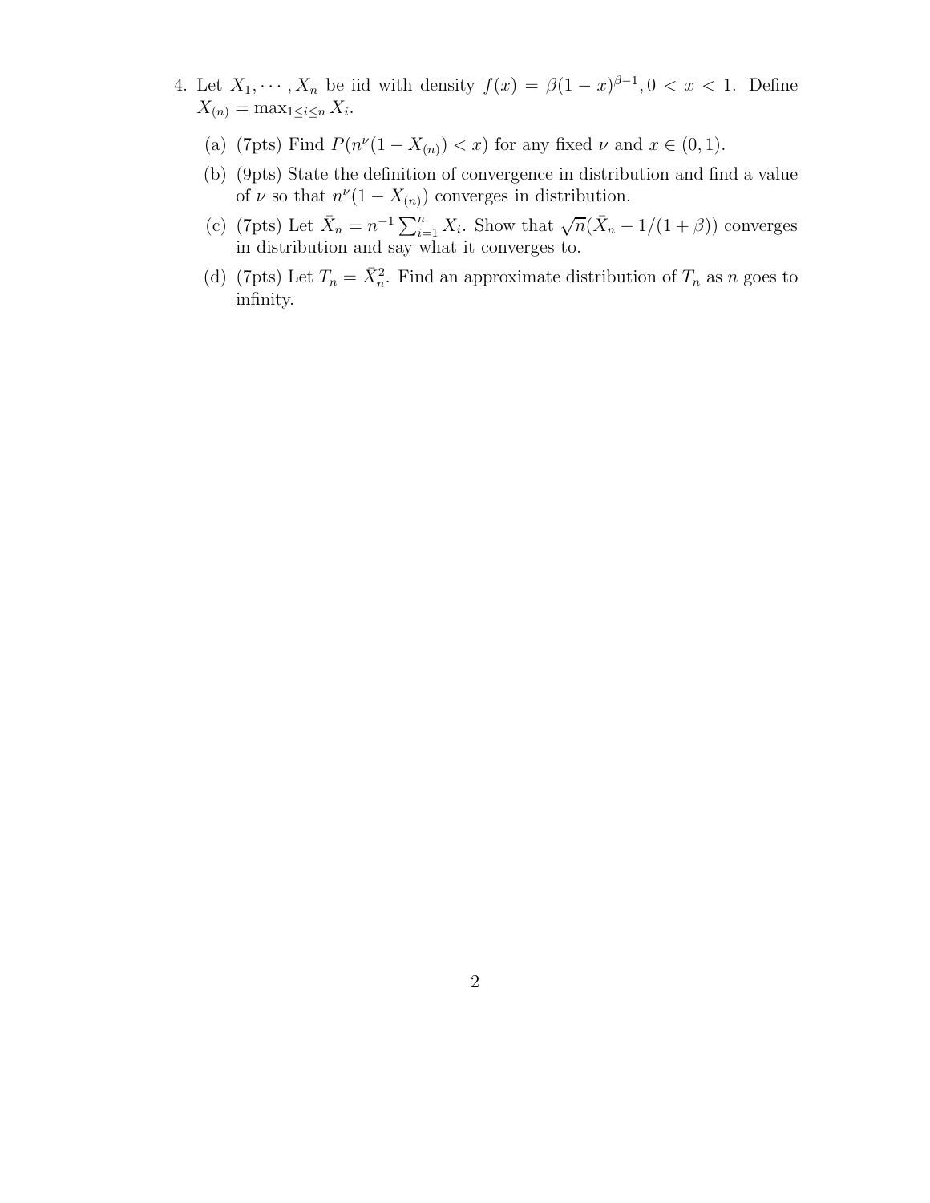4. Let $X_1, \cdots, X_n$ be iid with density $f(x) = \beta(1-x)^{\beta-1}, 0 < x < 1$. Define $X_{(n)} = \max_{1 \le i \le n} X_i$.

   (a) (7pts) Find $P(n^\nu(1 - X_{(n)}) < x)$ for any fixed $\nu$ and $x \in (0, 1)$.

   (b) (9pts) State the definition of convergence in distribution and find a value of $\nu$ so that $n^\nu(1 - X_{(n)})$ converges in distribution.

   (c) (7pts) Let $\bar{X}_n = n^{-1} \sum_{i=1}^n X_i$. Show that $\sqrt{n}(\bar{X}_n - 1/(1+\beta))$ converges in distribution and say what it converges to.

   (d) (7pts) Let $T_n = \bar{X}_n^2$. Find an approximate distribution of $T_n$ as $n$ goes to infinity.